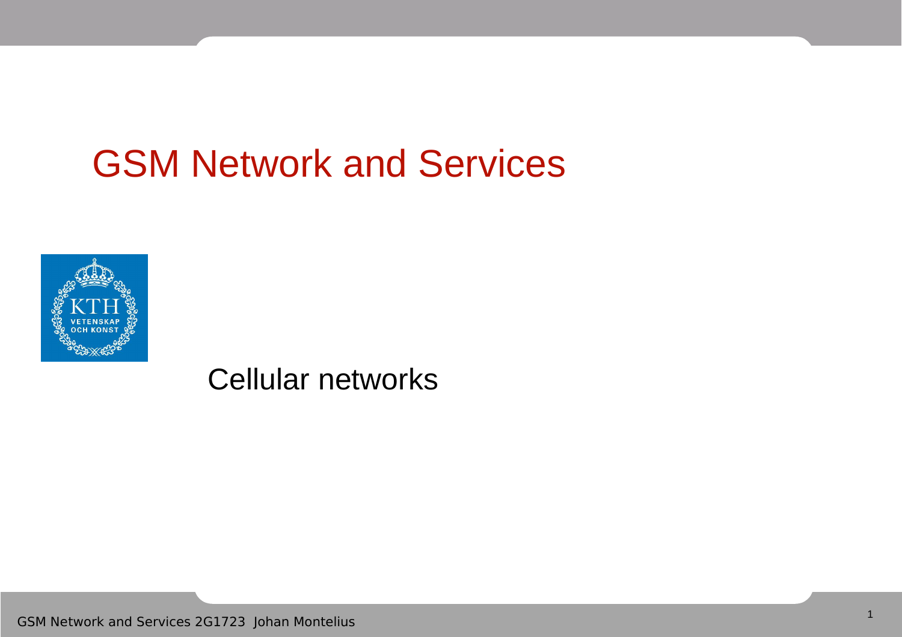# GSM Network and Services

Cellular networks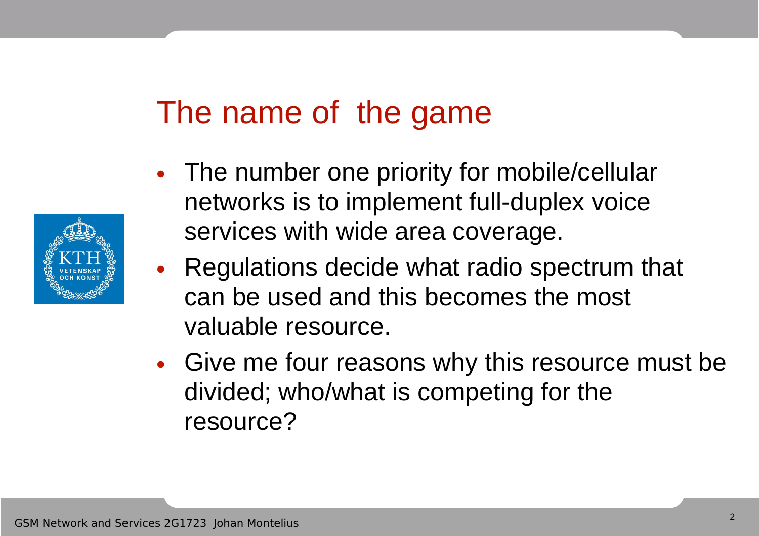# The name of  the game

- The number one priority for mobile/cellular networks is to implement full-duplex voice services with wide area coverage.
- Regulations decide what radio spectrum that can be used and this becomes the most valuable resource.
- Give me four reasons why this resource must be divided; who/what is competing for the resource?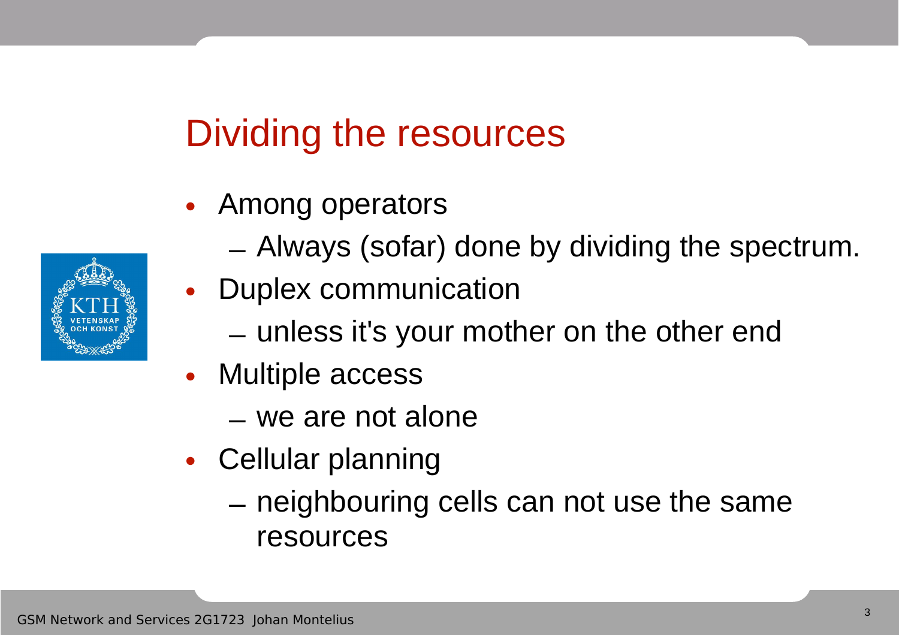# Dividing the resources

- Among operators
  - Always (sofar) done by dividing the spectrum.
- Duplex communication
  - unless it's your mother on the other end
- Multiple access
  - we are not alone
- Cellular planning
  - neighbouring cells can not use the same resources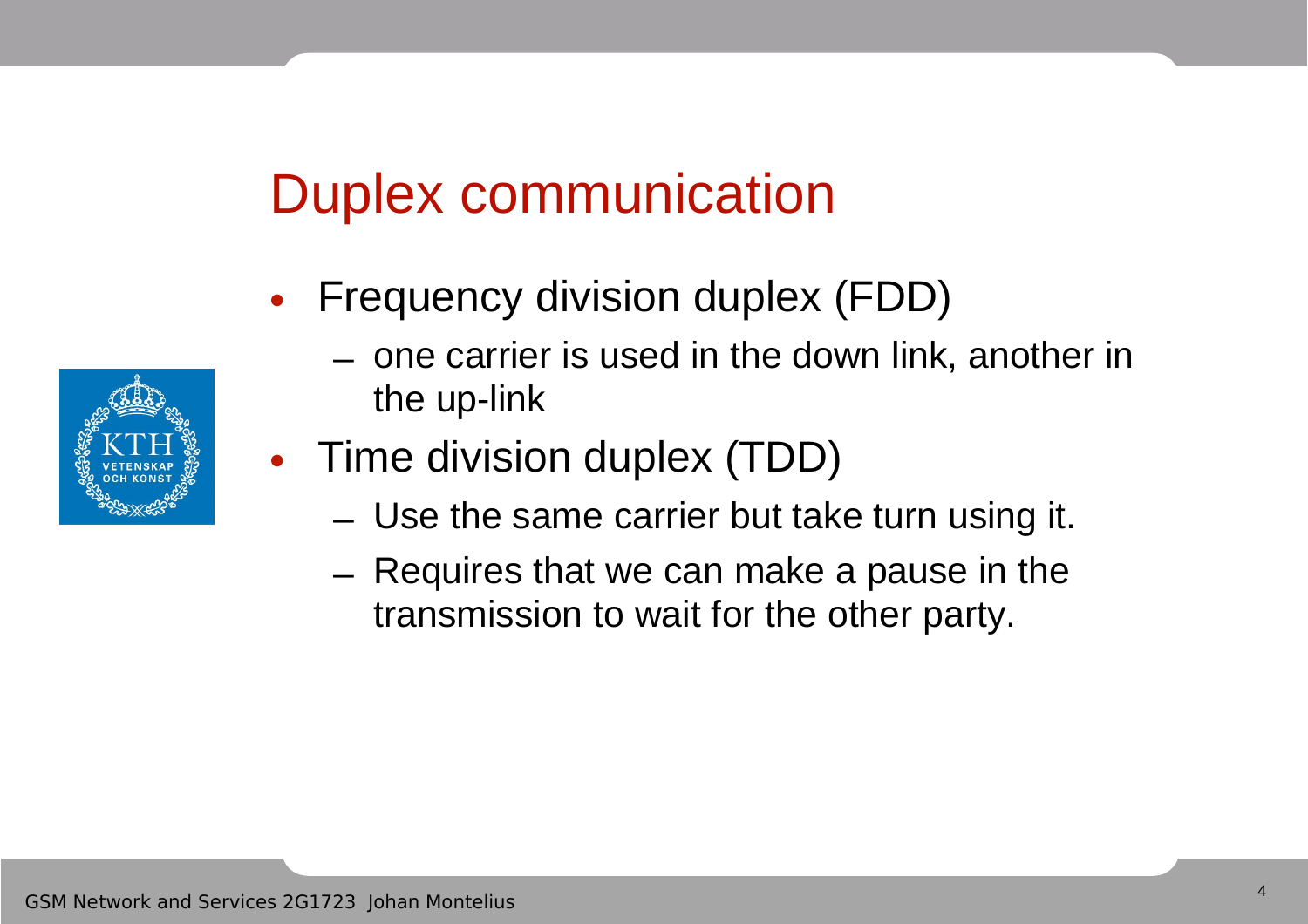# Duplex communication

- Frequency division duplex (FDD)
  - one carrier is used in the down link, another in the up-link
- Time division duplex (TDD)
  - Use the same carrier but take turn using it.
  - Requires that we can make a pause in the transmission to wait for the other party.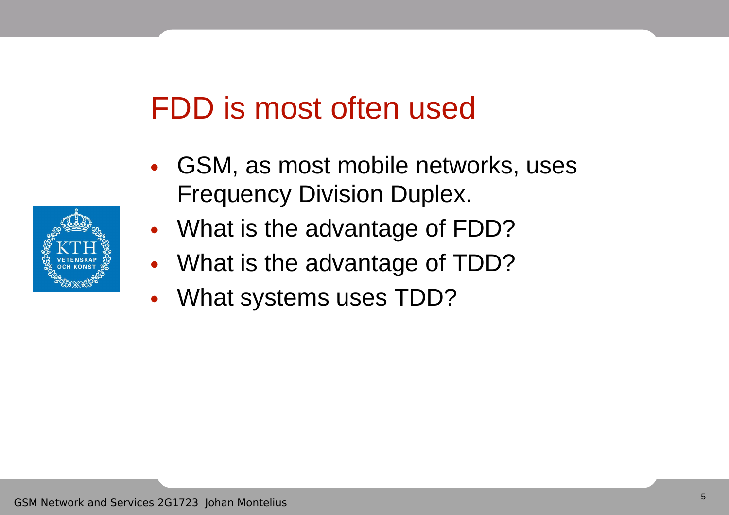# FDD is most often used

- GSM, as most mobile networks, uses Frequency Division Duplex.
- What is the advantage of FDD?
- What is the advantage of TDD?
- What systems uses TDD?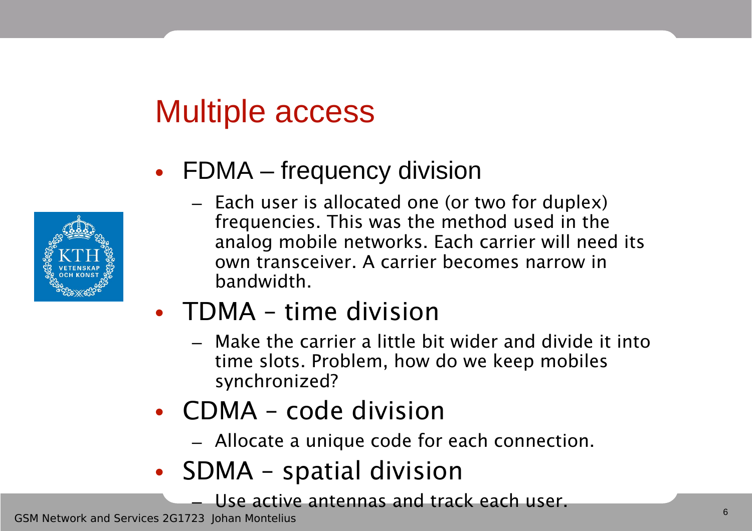# Multiple access

- FDMA – frequency division
  - Each user is allocated one (or two for duplex) frequencies. This was the method used in the analog mobile networks. Each carrier will need its own transceiver. A carrier becomes narrow in bandwidth.
- TDMA – time division
  - Make the carrier a little bit wider and divide it into time slots. Problem, how do we keep mobiles synchronized?
- CDMA – code division
  - Allocate a unique code for each connection.
- SDMA – spatial division
  - Use active antennas and track each user.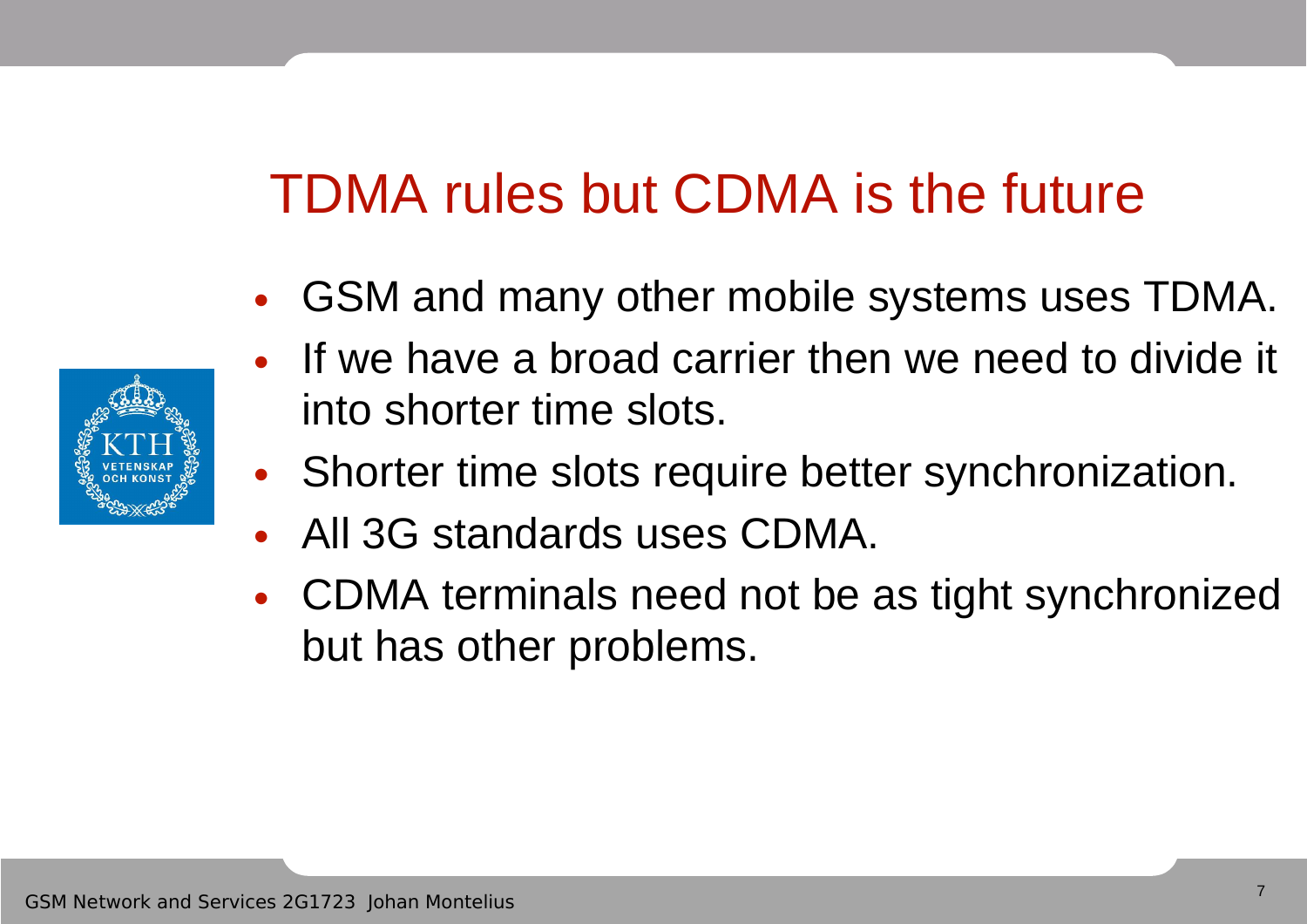# TDMA rules but CDMA is the future

- GSM and many other mobile systems uses TDMA.
- If we have a broad carrier then we need to divide it into shorter time slots.
- Shorter time slots require better synchronization.
- All 3G standards uses CDMA.
- CDMA terminals need not be as tight synchronized but has other problems.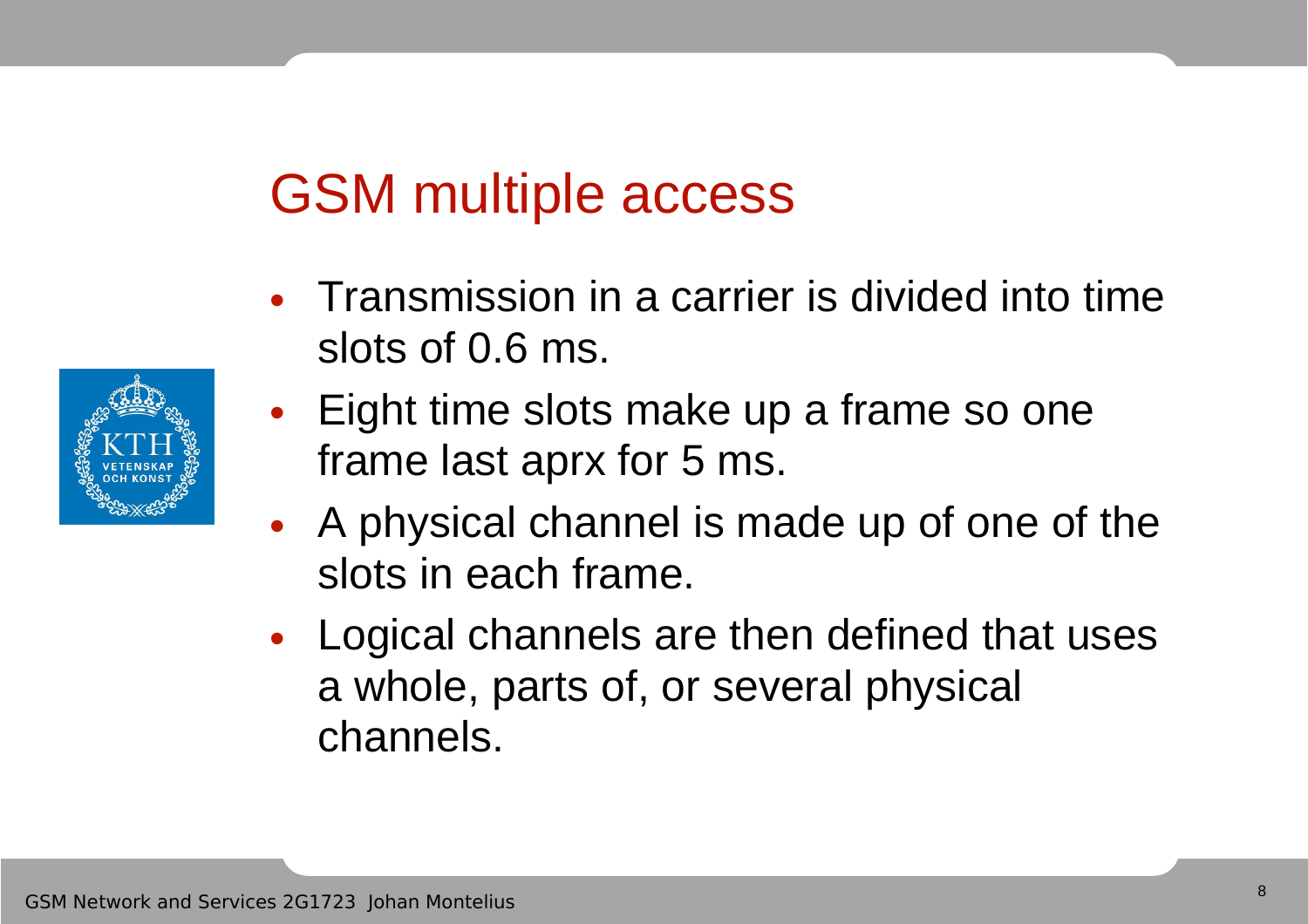# GSM multiple access

- Transmission in a carrier is divided into time slots of 0.6 ms.
- Eight time slots make up a frame so one frame last aprx for 5 ms.
- A physical channel is made up of one of the slots in each frame.
- Logical channels are then defined that uses a whole, parts of, or several physical channels.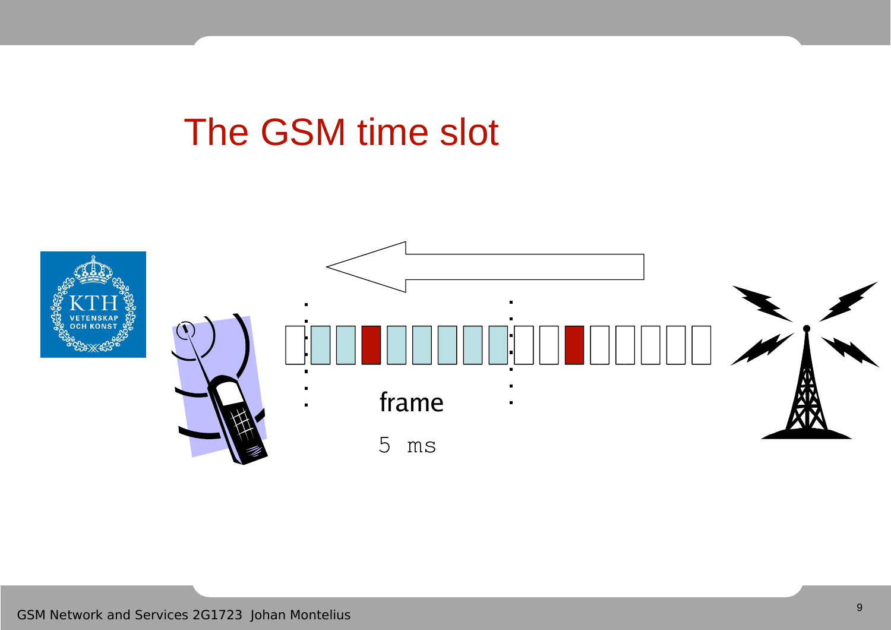# The GSM time slot

frame

5 ms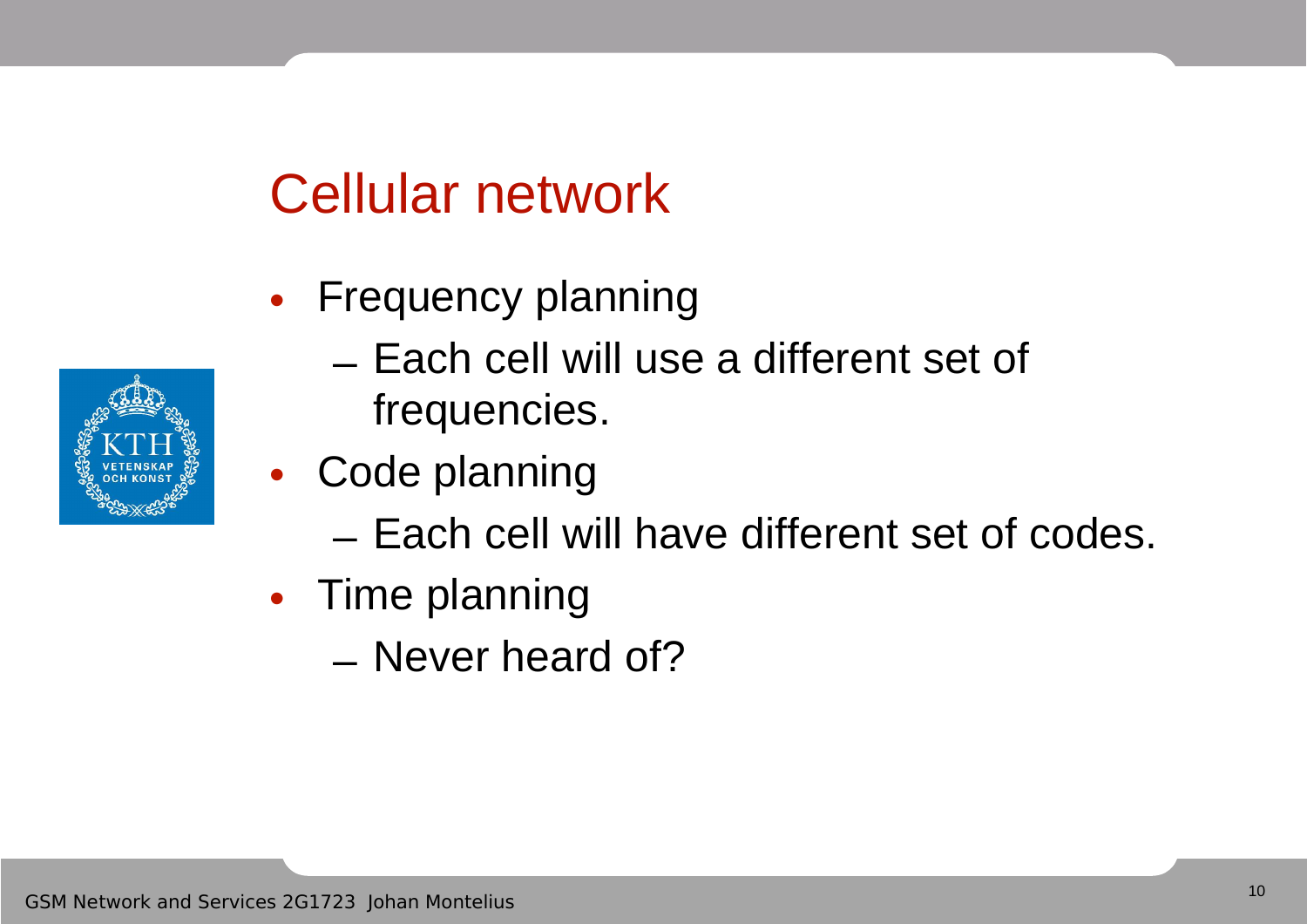# Cellular network

- Frequency planning
  - Each cell will use a different set of frequencies.
- Code planning
  - Each cell will have different set of codes.
- Time planning
  - Never heard of?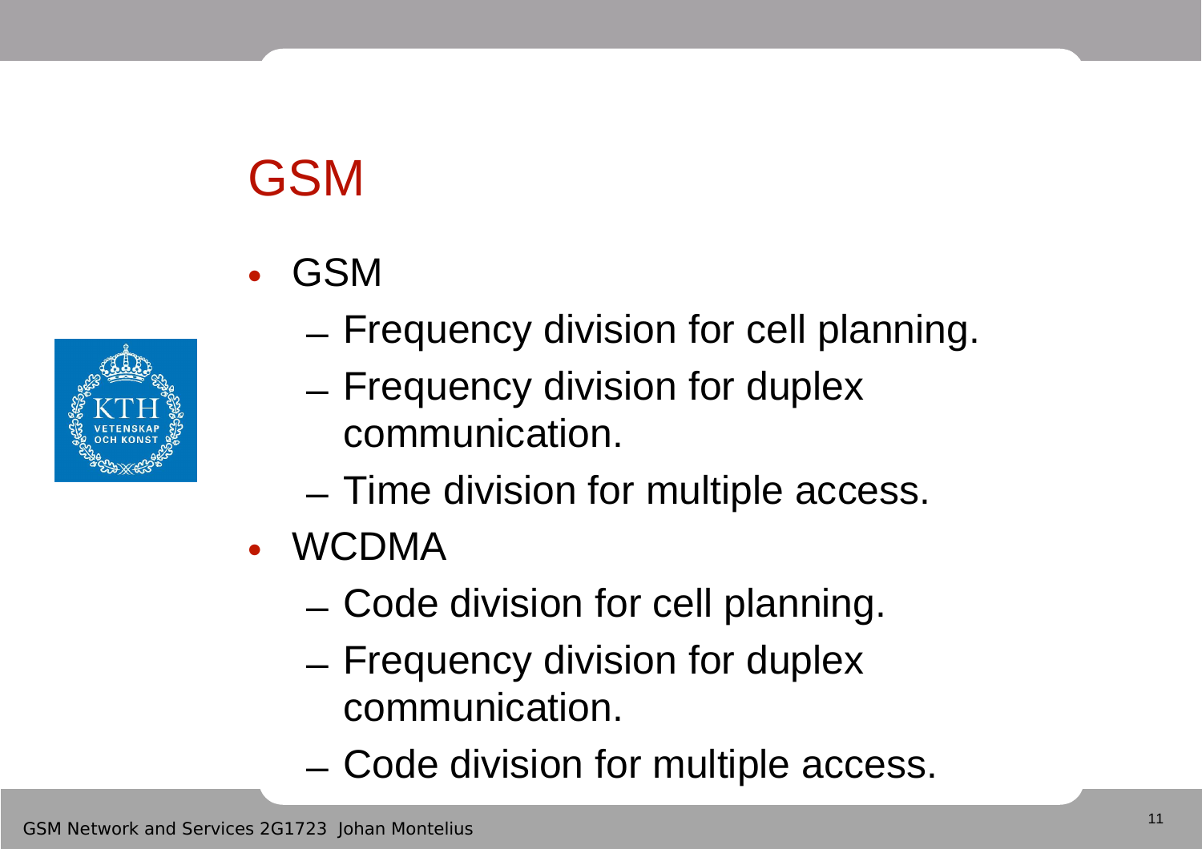# GSM

- GSM
  - Frequency division for cell planning.
  - Frequency division for duplex communication.
  - Time division for multiple access.
- WCDMA
  - Code division for cell planning.
  - Frequency division for duplex communication.
  - Code division for multiple access.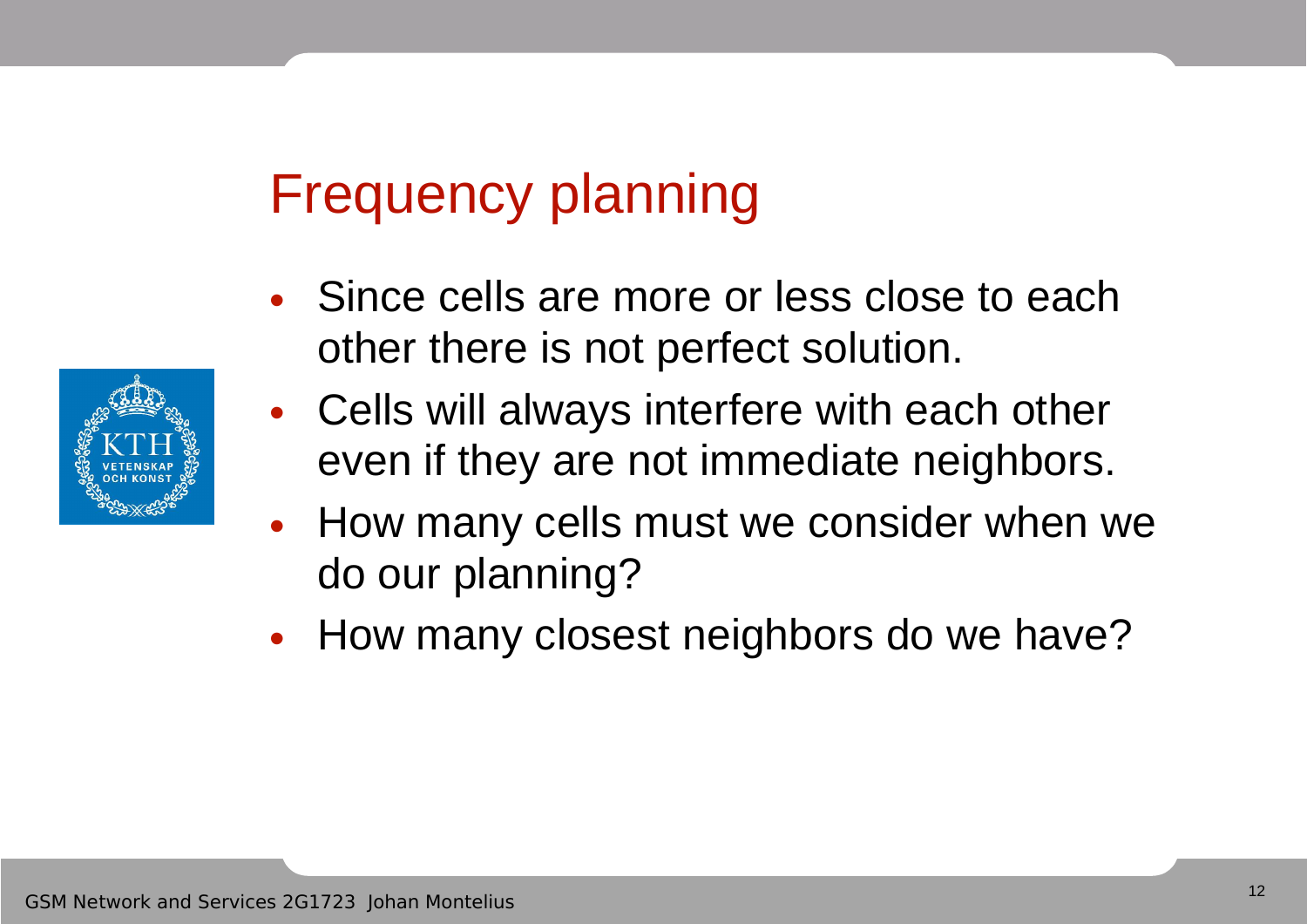# Frequency planning

- Since cells are more or less close to each other there is not perfect solution.
- Cells will always interfere with each other even if they are not immediate neighbors.
- How many cells must we consider when we do our planning?
- How many closest neighbors do we have?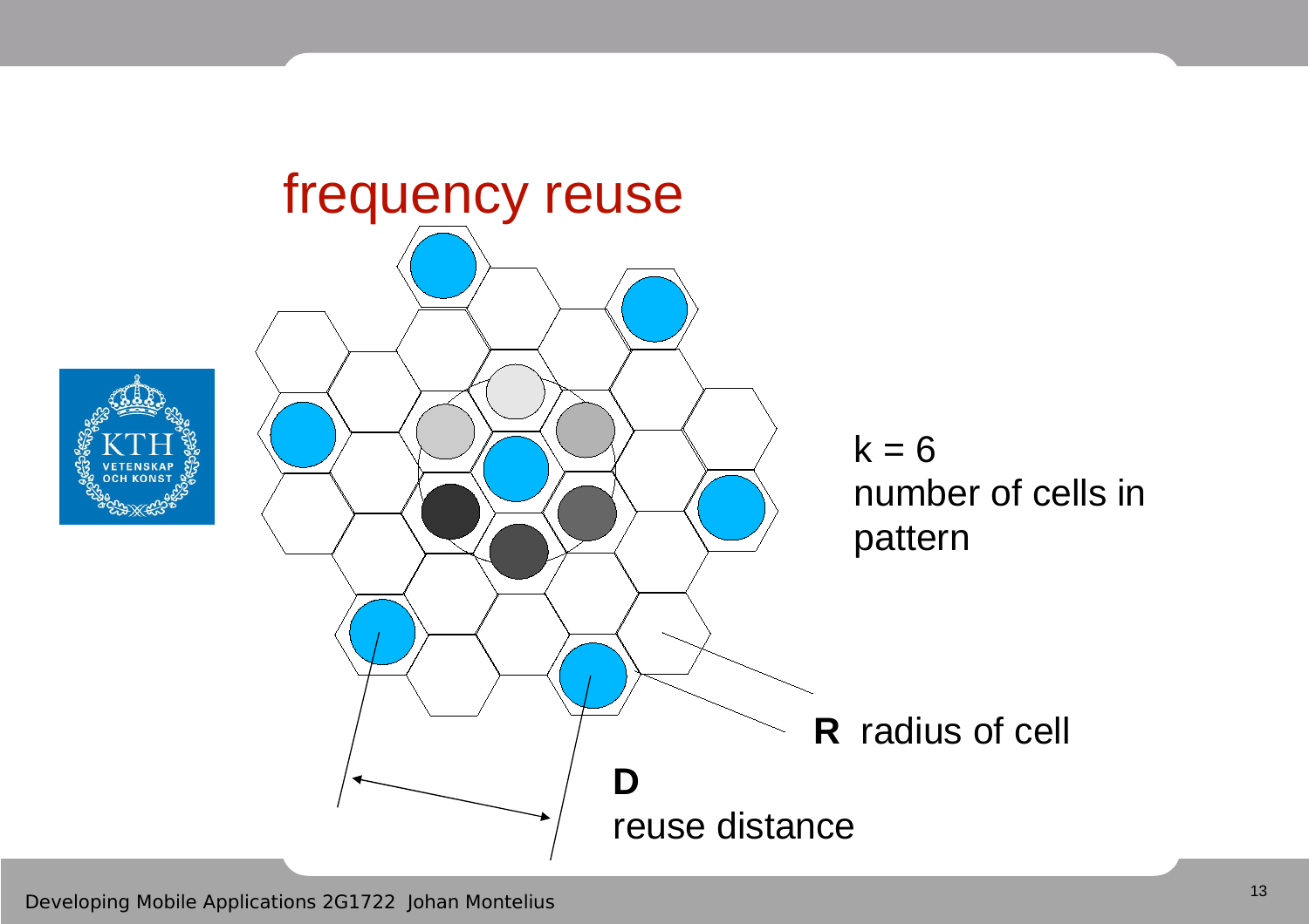# frequency reuse

k = 6
number of cells in pattern

**R** radius of cell

**D**
reuse distance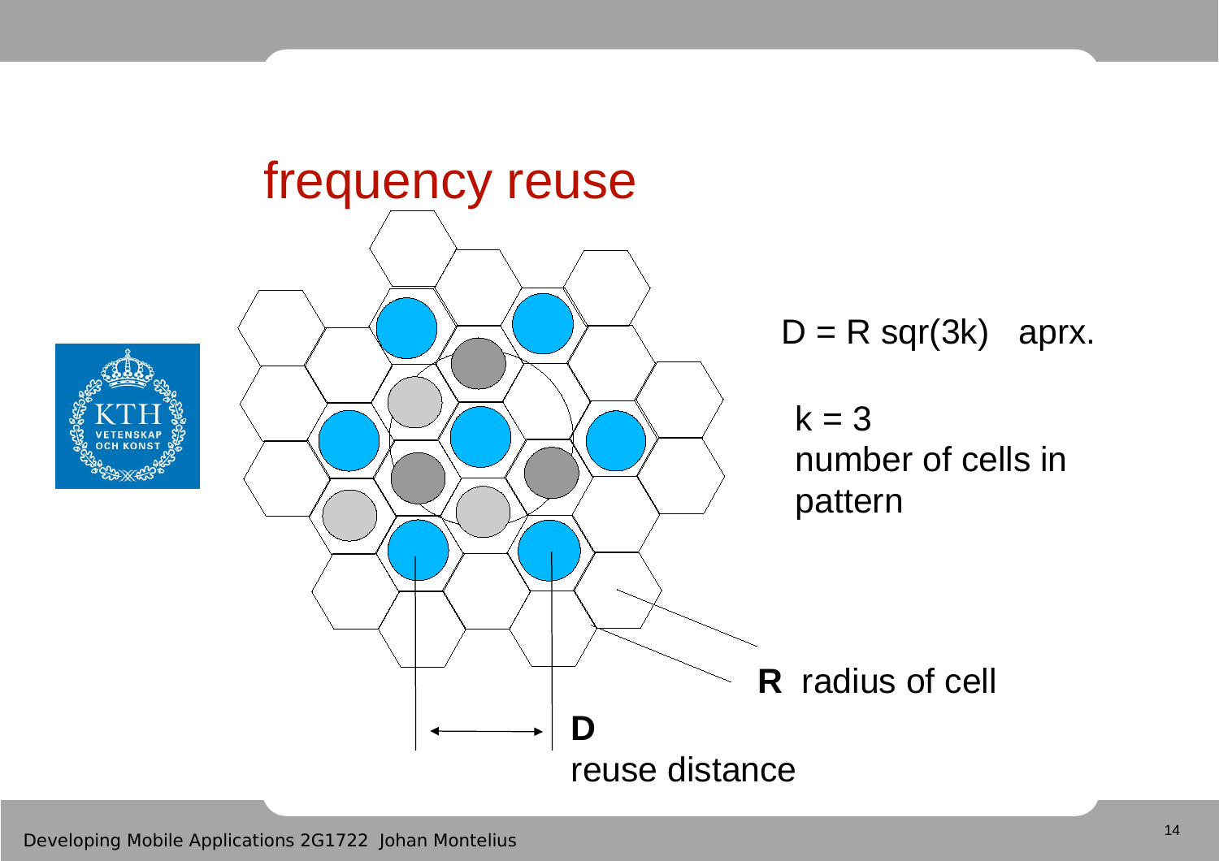# frequency reuse

D = R sqr(3k) aprx.

k = 3
number of cells in pattern

**R** radius of cell

**D**
reuse distance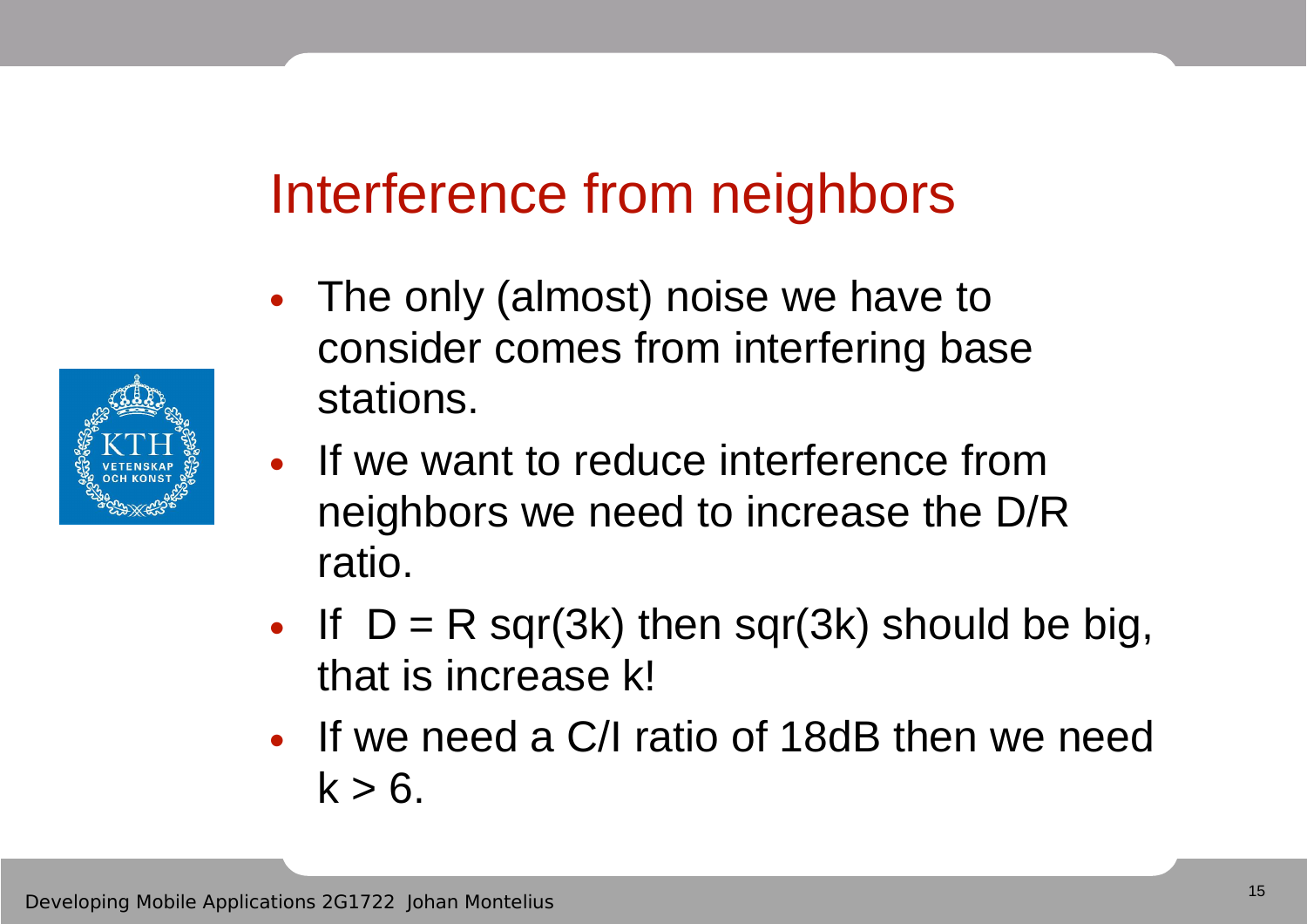# Interference from neighbors

- The only (almost) noise we have to consider comes from interfering base stations.
- If we want to reduce interference from neighbors we need to increase the D/R ratio.
- If $D = R\ sqr(3k)$ then $sqr(3k)$ should be big, that is increase k!
- If we need a C/I ratio of 18dB then we need $k > 6$.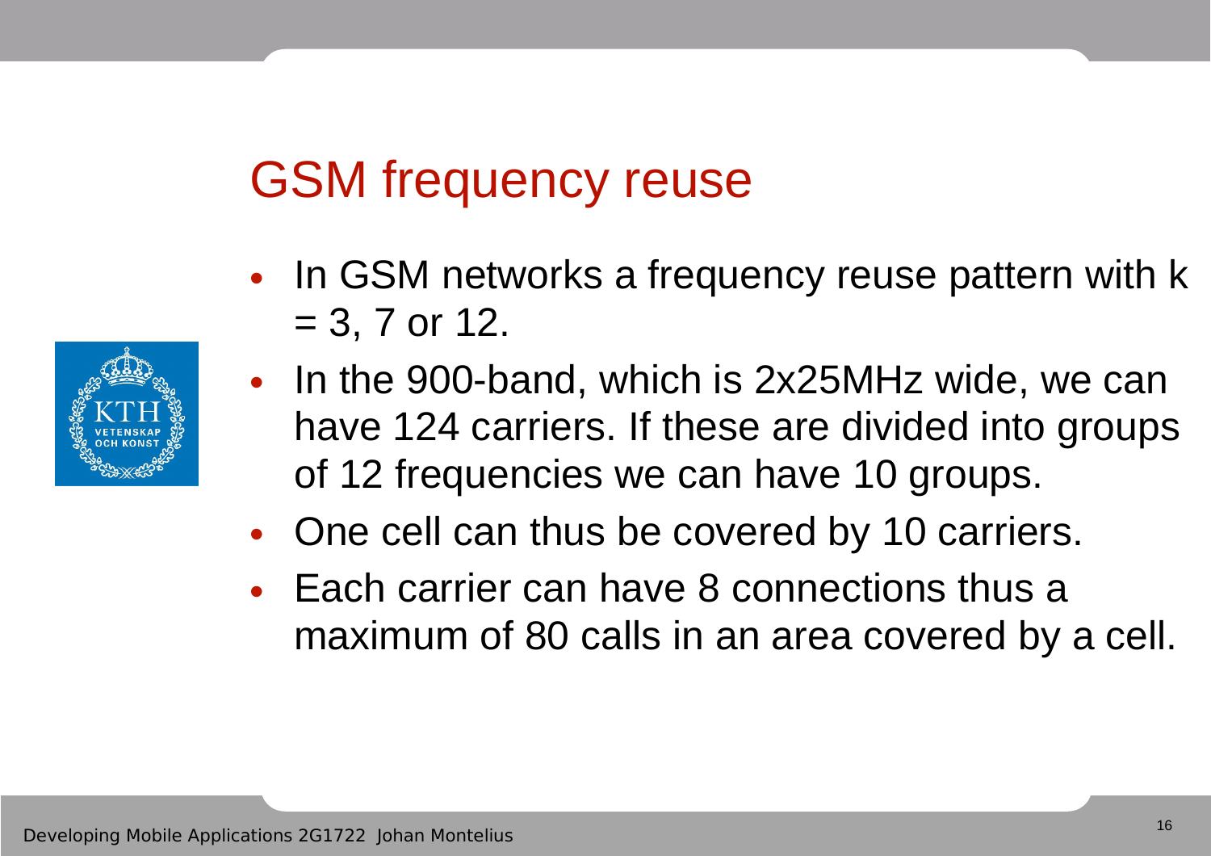# GSM frequency reuse

- In GSM networks a frequency reuse pattern with k = 3, 7 or 12.
- In the 900-band, which is 2x25MHz wide, we can have 124 carriers. If these are divided into groups of 12 frequencies we can have 10 groups.
- One cell can thus be covered by 10 carriers.
- Each carrier can have 8 connections thus a maximum of 80 calls in an area covered by a cell.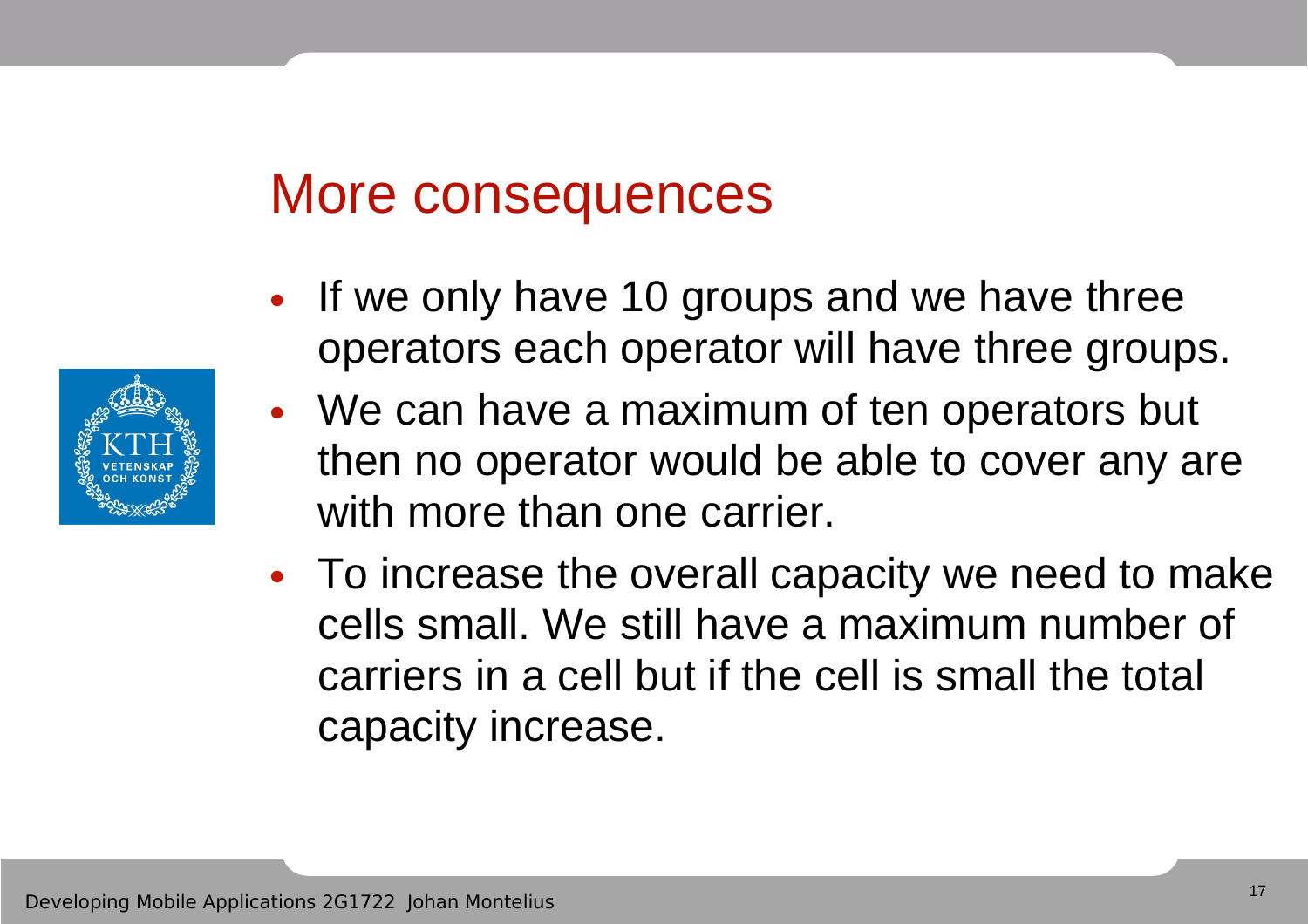# More consequences

- If we only have 10 groups and we have three operators each operator will have three groups.
- We can have a maximum of ten operators but then no operator would be able to cover any are with more than one carrier.
- To increase the overall capacity we need to make cells small. We still have a maximum number of carriers in a cell but if the cell is small the total capacity increase.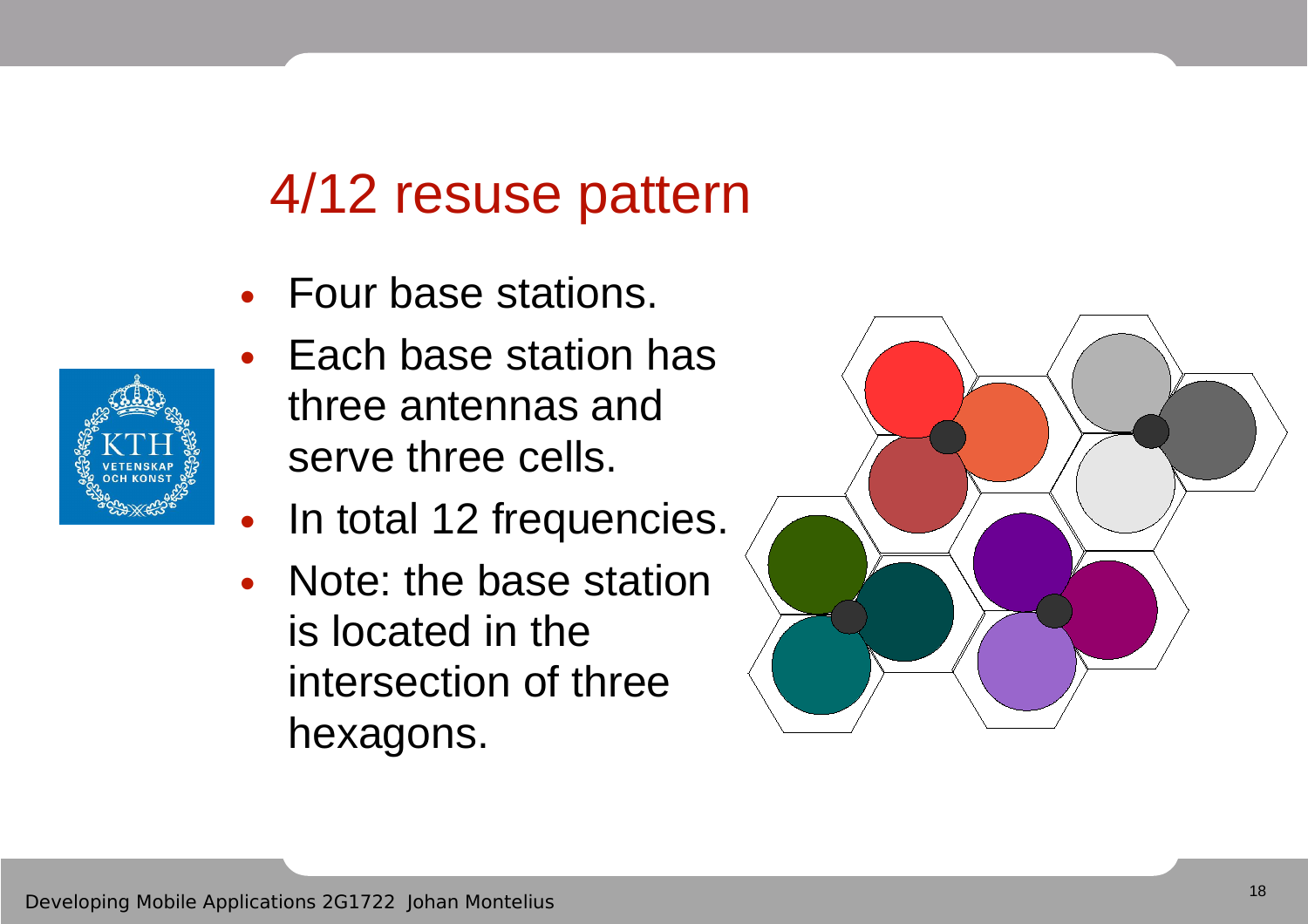# 4/12 resuse pattern

- Four base stations.
- Each base station has three antennas and serve three cells.
- In total 12 frequencies.
- Note: the base station is located in the intersection of three hexagons.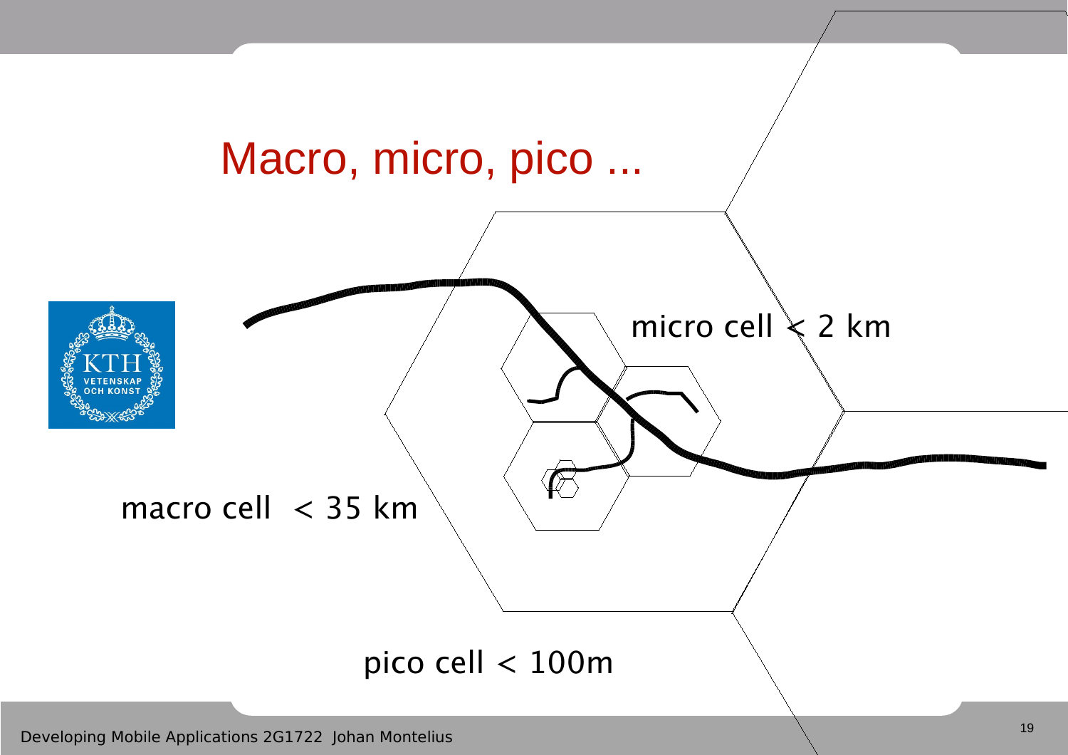# Macro, micro, pico ...

micro cell < 2 km

macro cell < 35 km

pico cell < 100m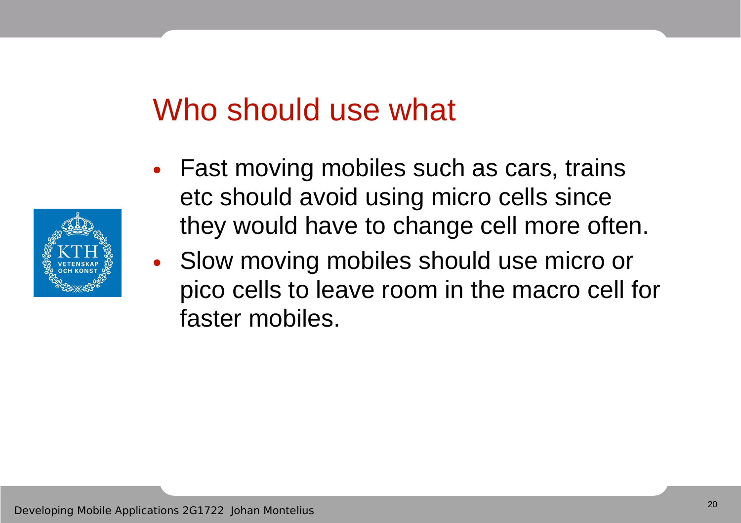# Who should use what

- Fast moving mobiles such as cars, trains etc should avoid using micro cells since they would have to change cell more often.
- Slow moving mobiles should use micro or pico cells to leave room in the macro cell for faster mobiles.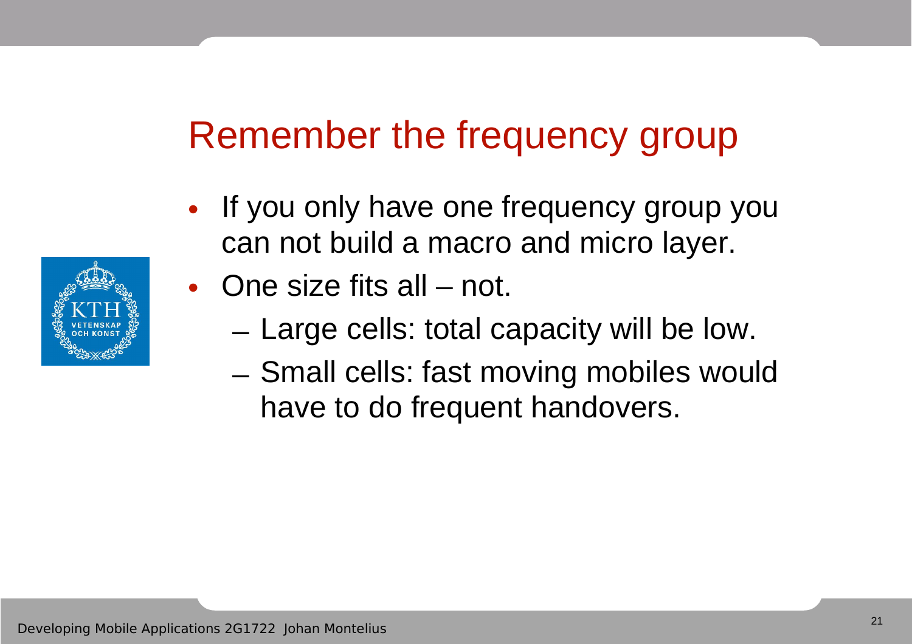# Remember the frequency group

- If you only have one frequency group you can not build a macro and micro layer.
- One size fits all – not.
  - Large cells: total capacity will be low.
  - Small cells: fast moving mobiles would have to do frequent handovers.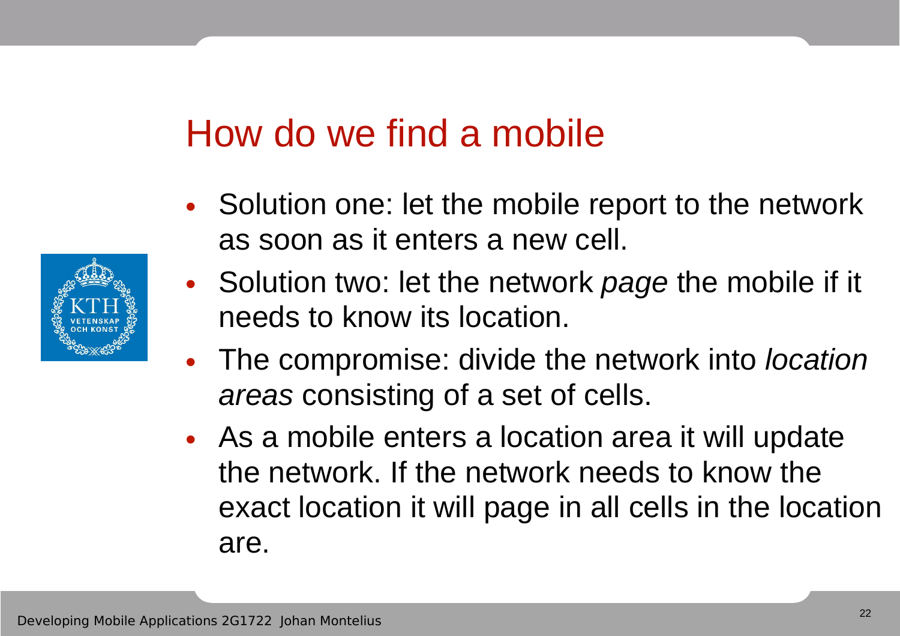# How do we find a mobile

- Solution one: let the mobile report to the network as soon as it enters a new cell.
- Solution two: let the network *page* the mobile if it needs to know its location.
- The compromise: divide the network into *location areas* consisting of a set of cells.
- As a mobile enters a location area it will update the network. If the network needs to know the exact location it will page in all cells in the location are.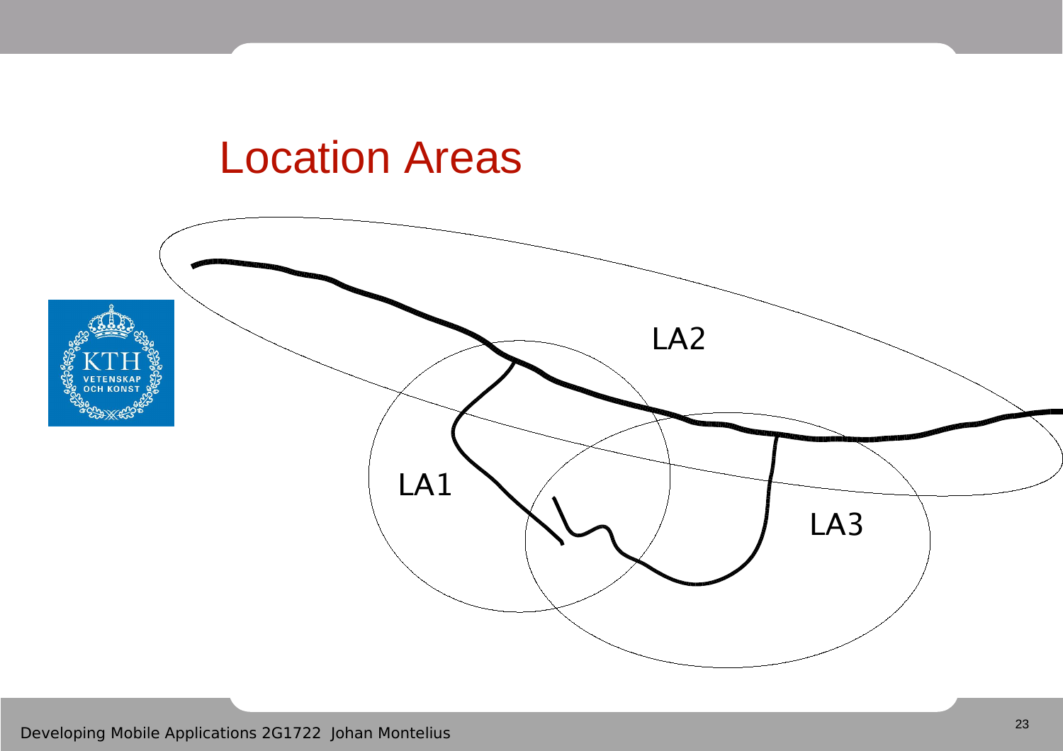# Location Areas

LA2

LA1

LA3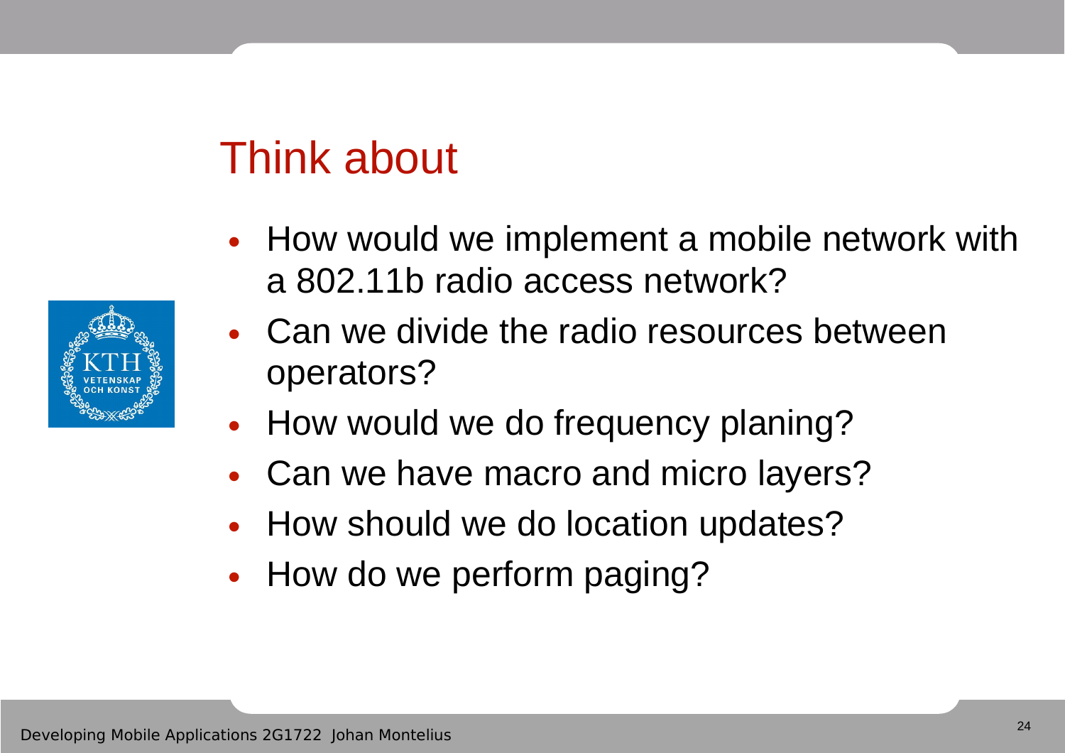# Think about

- How would we implement a mobile network with a 802.11b radio access network?
- Can we divide the radio resources between operators?
- How would we do frequency planing?
- Can we have macro and micro layers?
- How should we do location updates?
- How do we perform paging?